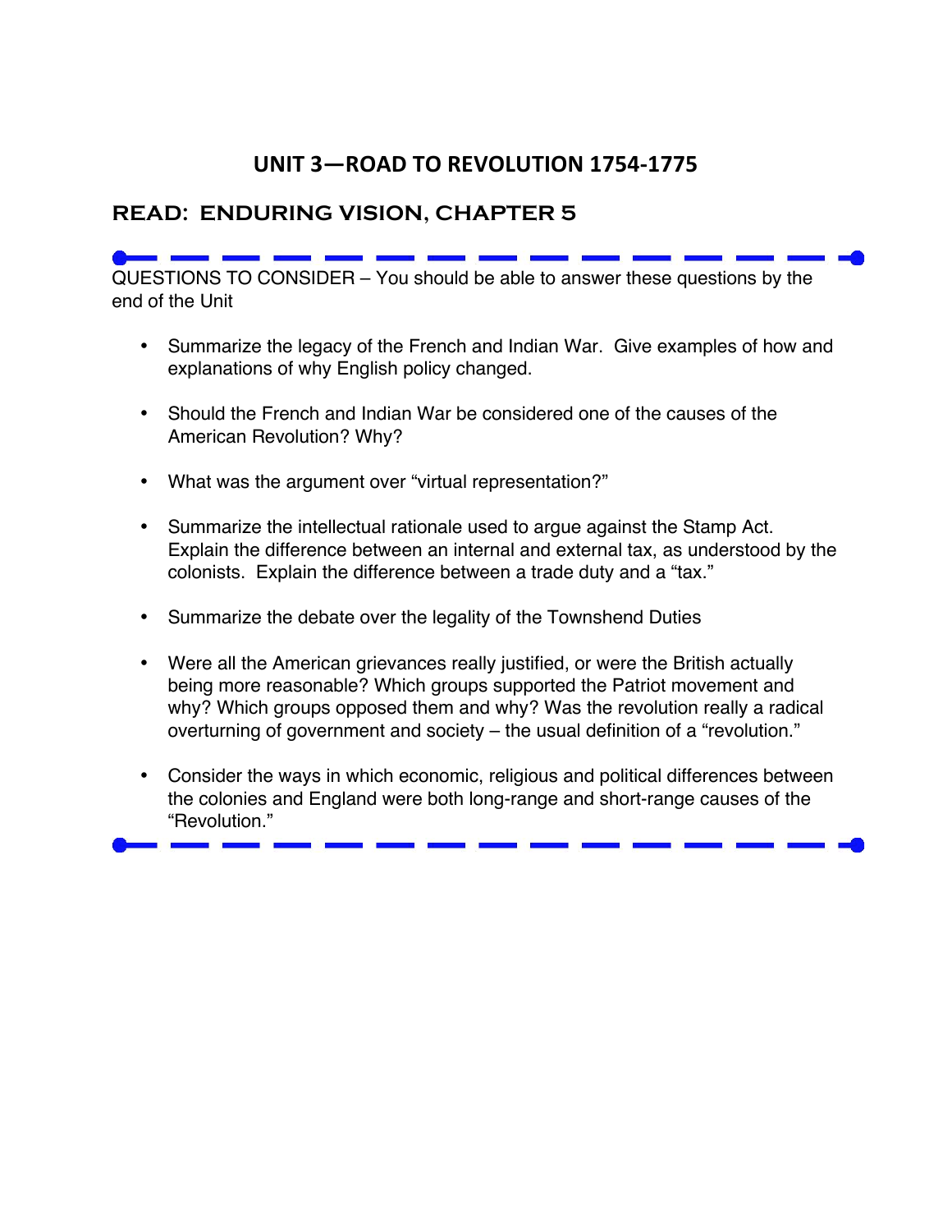# UNIT 3—ROAD TO REVOLUTION 1754-1775

## READ: ENDURING VISION, CHAPTER 5

QUESTIONS TO CONSIDER – You should be able to answer these questions by the end of the Unit

- Summarize the legacy of the French and Indian War. Give examples of how and explanations of why English policy changed.
- Should the French and Indian War be considered one of the causes of the American Revolution? Why?
- What was the argument over "virtual representation?"
- Summarize the intellectual rationale used to argue against the Stamp Act. Explain the difference between an internal and external tax, as understood by the colonists. Explain the difference between a trade duty and a "tax."
- Summarize the debate over the legality of the Townshend Duties
- Were all the American grievances really justified, or were the British actually being more reasonable? Which groups supported the Patriot movement and why? Which groups opposed them and why? Was the revolution really a radical overturning of government and society – the usual definition of a "revolution."
- Consider the ways in which economic, religious and political differences between the colonies and England were both long-range and short-range causes of the "Revolution."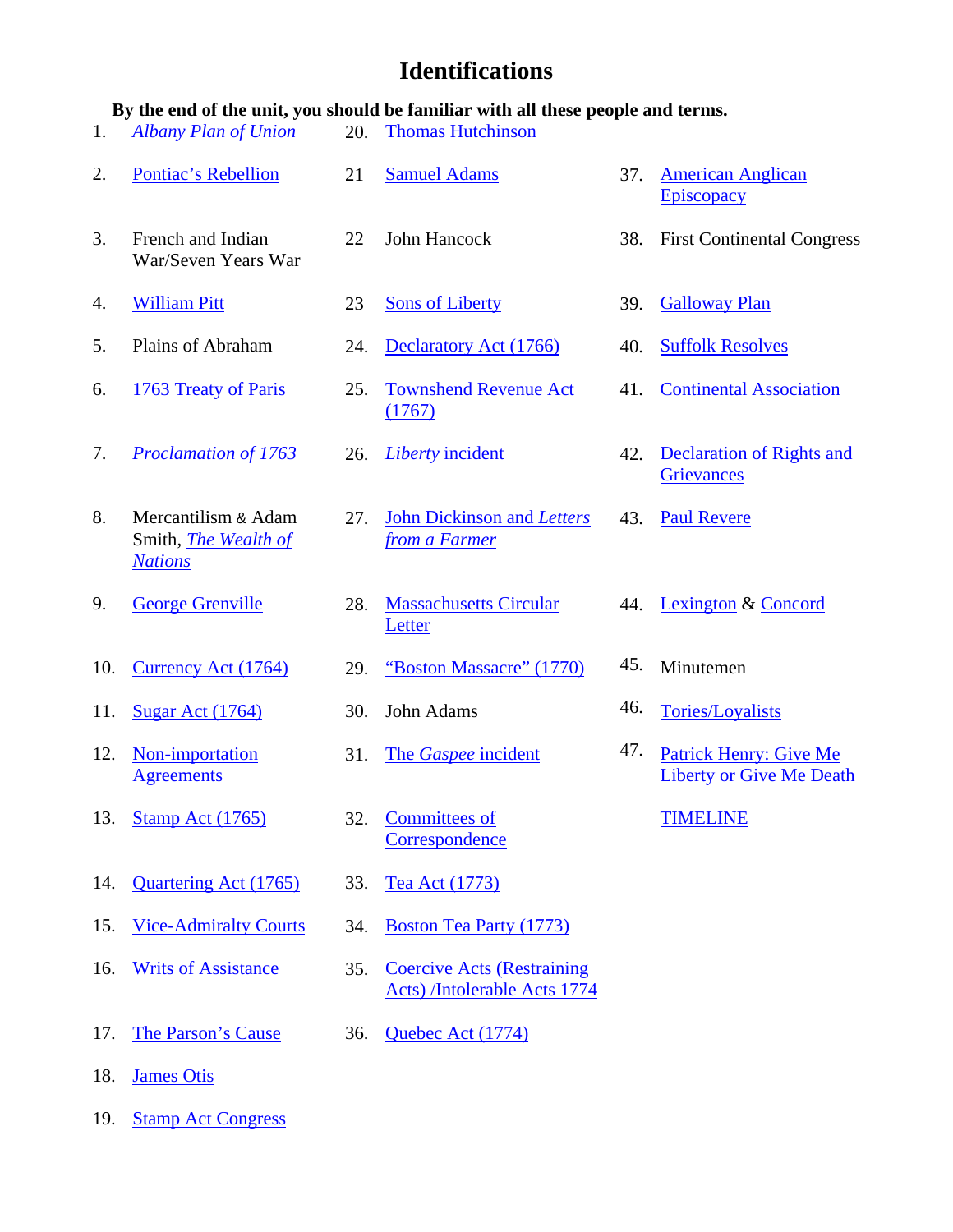# Identifications

**By the end of the unit, you should be familiar with all these people and terms.**

1. *Albany Plan of Union*
2. Pontiac's Rebellion
3. French and Indian War/Seven Years War
4. William Pitt
5. Plains of Abraham
6. 1763 Treaty of Paris
7. *Proclamation of 1763*
8. Mercantilism & Adam Smith, *The Wealth of Nations*
9. George Grenville
10. Currency Act (1764)
11. Sugar Act (1764)
12. Non-importation Agreements
13. Stamp Act (1765)
14. Quartering Act (1765)
15. Vice-Admiralty Courts
16. Writs of Assistance
17. The Parson's Cause
18. James Otis
19. Stamp Act Congress
20. Thomas Hutchinson
21. Samuel Adams
22. John Hancock
23. Sons of Liberty
24. Declaratory Act (1766)
25. Townshend Revenue Act (1767)
26. *Liberty* incident
27. John Dickinson and *Letters from a Farmer*
28. Massachusetts Circular Letter
29. "Boston Massacre" (1770)
30. John Adams
31. The *Gaspee* incident
32. Committees of Correspondence
33. Tea Act (1773)
34. Boston Tea Party (1773)
35. Coercive Acts (Restraining Acts) /Intolerable Acts 1774
36. Quebec Act (1774)
37. American Anglican Episcopacy
38. First Continental Congress
39. Galloway Plan
40. Suffolk Resolves
41. Continental Association
42. Declaration of Rights and Grievances
43. Paul Revere
44. Lexington & Concord
45. Minutemen
46. Tories/Loyalists
47. Patrick Henry: Give Me Liberty or Give Me Death

TIMELINE